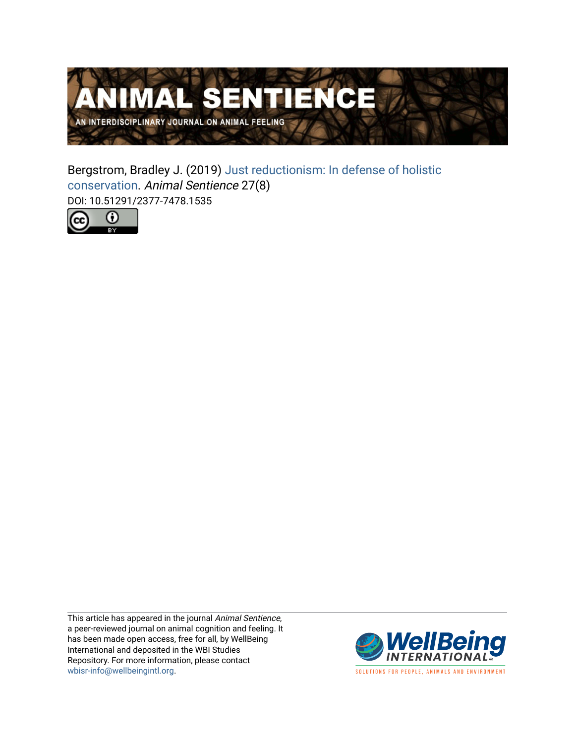# ANIMAL SENTIENCE

AN INTERDISCIPLINARY JOURNAL ON ANIMAL FEELING

Bergstrom, Bradley J. (2019) Just reductionism: In defense of holistic conservation. *Animal Sentience* 27(8)

DOI: 10.51291/2377-7478.1535

This article has appeared in the journal *Animal Sentience*, a peer-reviewed journal on animal cognition and feeling. It has been made open access, free for all, by WellBeing International and deposited in the WBI Studies Repository. For more information, please contact wbisr-info@wellbeingintl.org.

WellBeing INTERNATIONAL

SOLUTIONS FOR PEOPLE, ANIMALS AND ENVIRONMENT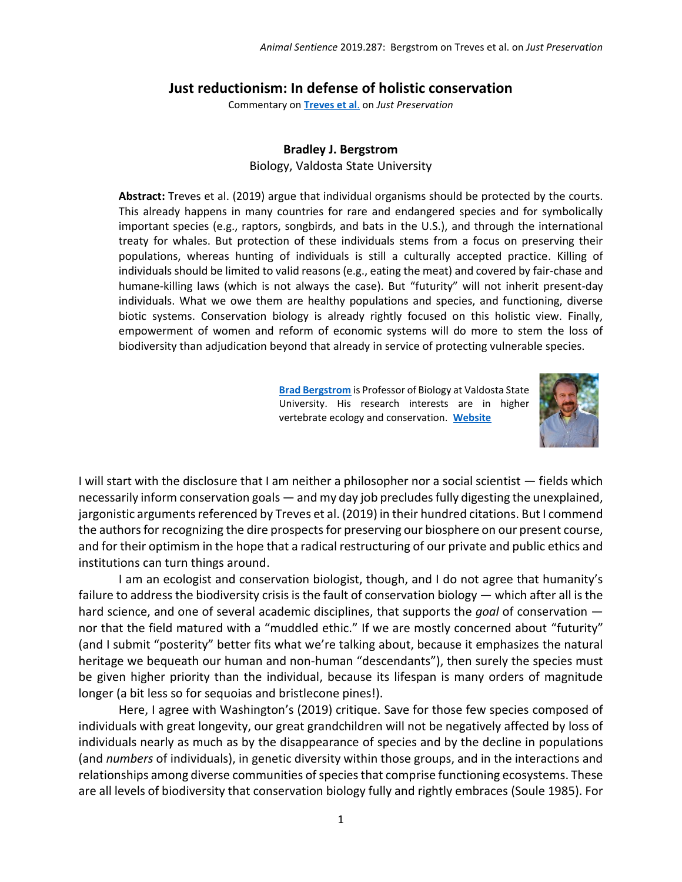## Just reductionism: In defense of holistic conservation

Commentary on **Treves et al.** on *Just Preservation*

**Bradley J. Bergstrom**
Biology, Valdosta State University

**Abstract:** Treves et al. (2019) argue that individual organisms should be protected by the courts. This already happens in many countries for rare and endangered species and for symbolically important species (e.g., raptors, songbirds, and bats in the U.S.), and through the international treaty for whales. But protection of these individuals stems from a focus on preserving their populations, whereas hunting of individuals is still a culturally accepted practice. Killing of individuals should be limited to valid reasons (e.g., eating the meat) and covered by fair-chase and humane-killing laws (which is not always the case). But "futurity" will not inherit present-day individuals. What we owe them are healthy populations and species, and functioning, diverse biotic systems. Conservation biology is already rightly focused on this holistic view. Finally, empowerment of women and reform of economic systems will do more to stem the loss of biodiversity than adjudication beyond that already in service of protecting vulnerable species.

**Brad Bergstrom** is Professor of Biology at Valdosta State University. His research interests are in higher vertebrate ecology and conservation. **Website**

I will start with the disclosure that I am neither a philosopher nor a social scientist — fields which necessarily inform conservation goals — and my day job precludes fully digesting the unexplained, jargonistic arguments referenced by Treves et al. (2019) in their hundred citations. But I commend the authors for recognizing the dire prospects for preserving our biosphere on our present course, and for their optimism in the hope that a radical restructuring of our private and public ethics and institutions can turn things around.

I am an ecologist and conservation biologist, though, and I do not agree that humanity's failure to address the biodiversity crisis is the fault of conservation biology — which after all is the hard science, and one of several academic disciplines, that supports the *goal* of conservation — nor that the field matured with a "muddled ethic." If we are mostly concerned about "futurity" (and I submit "posterity" better fits what we're talking about, because it emphasizes the natural heritage we bequeath our human and non-human "descendants"), then surely the species must be given higher priority than the individual, because its lifespan is many orders of magnitude longer (a bit less so for sequoias and bristlecone pines!).

Here, I agree with Washington's (2019) critique. Save for those few species composed of individuals with great longevity, our great grandchildren will not be negatively affected by loss of individuals nearly as much as by the disappearance of species and by the decline in populations (and *numbers* of individuals), in genetic diversity within those groups, and in the interactions and relationships among diverse communities of species that comprise functioning ecosystems. These are all levels of biodiversity that conservation biology fully and rightly embraces (Soule 1985). For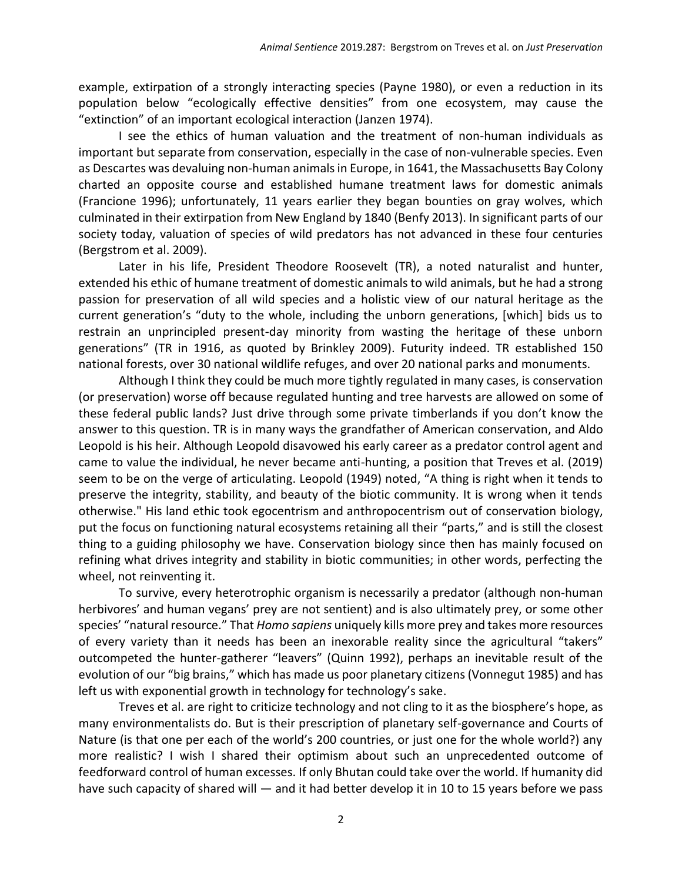example, extirpation of a strongly interacting species (Payne 1980), or even a reduction in its population below "ecologically effective densities" from one ecosystem, may cause the "extinction" of an important ecological interaction (Janzen 1974).

I see the ethics of human valuation and the treatment of non-human individuals as important but separate from conservation, especially in the case of non-vulnerable species. Even as Descartes was devaluing non-human animals in Europe, in 1641, the Massachusetts Bay Colony charted an opposite course and established humane treatment laws for domestic animals (Francione 1996); unfortunately, 11 years earlier they began bounties on gray wolves, which culminated in their extirpation from New England by 1840 (Benfy 2013). In significant parts of our society today, valuation of species of wild predators has not advanced in these four centuries (Bergstrom et al. 2009).

Later in his life, President Theodore Roosevelt (TR), a noted naturalist and hunter, extended his ethic of humane treatment of domestic animals to wild animals, but he had a strong passion for preservation of all wild species and a holistic view of our natural heritage as the current generation's "duty to the whole, including the unborn generations, [which] bids us to restrain an unprincipled present-day minority from wasting the heritage of these unborn generations" (TR in 1916, as quoted by Brinkley 2009). Futurity indeed. TR established 150 national forests, over 30 national wildlife refuges, and over 20 national parks and monuments.

Although I think they could be much more tightly regulated in many cases, is conservation (or preservation) worse off because regulated hunting and tree harvests are allowed on some of these federal public lands? Just drive through some private timberlands if you don't know the answer to this question. TR is in many ways the grandfather of American conservation, and Aldo Leopold is his heir. Although Leopold disavowed his early career as a predator control agent and came to value the individual, he never became anti-hunting, a position that Treves et al. (2019) seem to be on the verge of articulating. Leopold (1949) noted, "A thing is right when it tends to preserve the integrity, stability, and beauty of the biotic community. It is wrong when it tends otherwise." His land ethic took egocentrism and anthropocentrism out of conservation biology, put the focus on functioning natural ecosystems retaining all their "parts," and is still the closest thing to a guiding philosophy we have. Conservation biology since then has mainly focused on refining what drives integrity and stability in biotic communities; in other words, perfecting the wheel, not reinventing it.

To survive, every heterotrophic organism is necessarily a predator (although non-human herbivores' and human vegans' prey are not sentient) and is also ultimately prey, or some other species' "natural resource." That *Homo sapiens* uniquely kills more prey and takes more resources of every variety than it needs has been an inexorable reality since the agricultural "takers" outcompeted the hunter-gatherer "leavers" (Quinn 1992), perhaps an inevitable result of the evolution of our "big brains," which has made us poor planetary citizens (Vonnegut 1985) and has left us with exponential growth in technology for technology's sake.

Treves et al. are right to criticize technology and not cling to it as the biosphere's hope, as many environmentalists do. But is their prescription of planetary self-governance and Courts of Nature (is that one per each of the world's 200 countries, or just one for the whole world?) any more realistic? I wish I shared their optimism about such an unprecedented outcome of feedforward control of human excesses. If only Bhutan could take over the world. If humanity did have such capacity of shared will — and it had better develop it in 10 to 15 years before we pass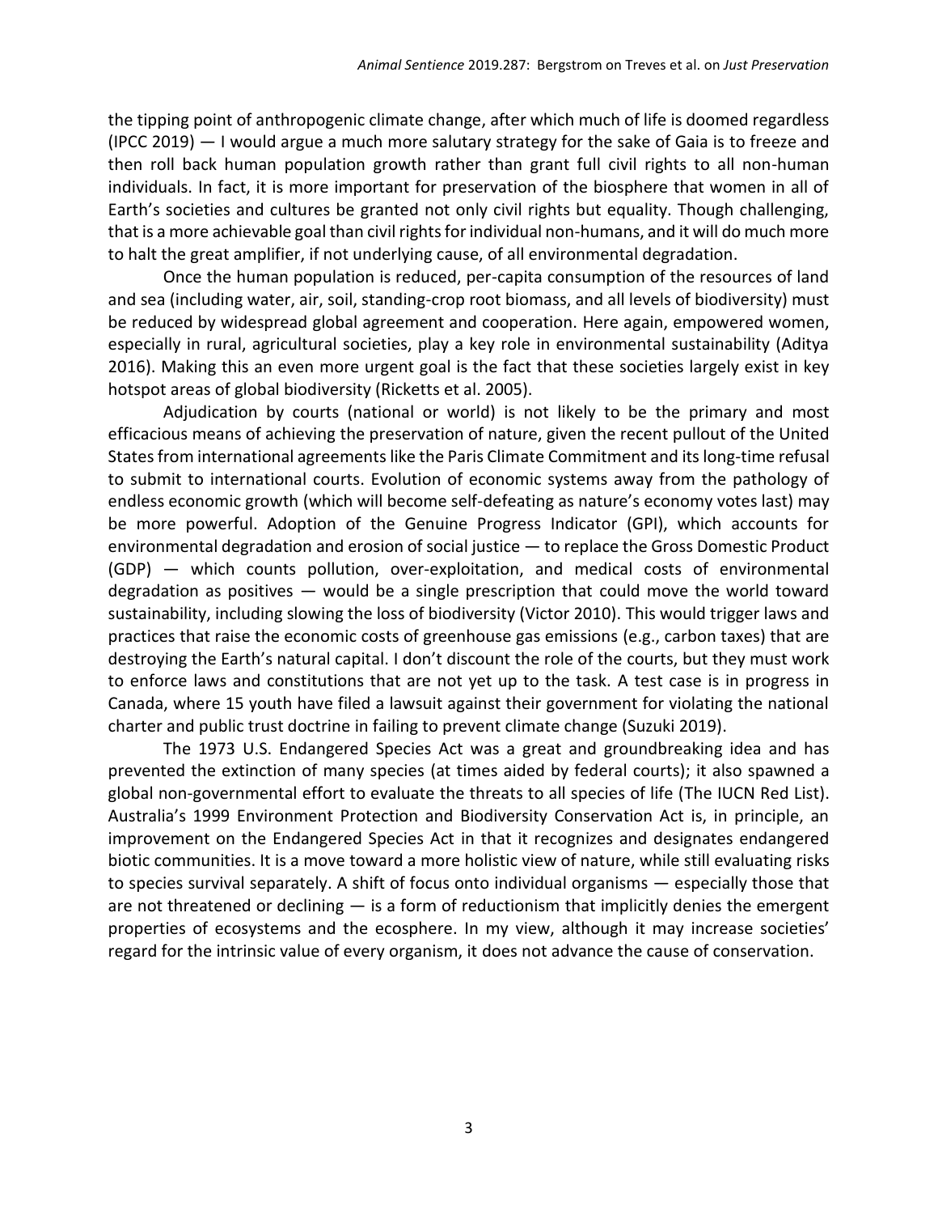the tipping point of anthropogenic climate change, after which much of life is doomed regardless (IPCC 2019) — I would argue a much more salutary strategy for the sake of Gaia is to freeze and then roll back human population growth rather than grant full civil rights to all non-human individuals. In fact, it is more important for preservation of the biosphere that women in all of Earth's societies and cultures be granted not only civil rights but equality. Though challenging, that is a more achievable goal than civil rights for individual non-humans, and it will do much more to halt the great amplifier, if not underlying cause, of all environmental degradation.

Once the human population is reduced, per-capita consumption of the resources of land and sea (including water, air, soil, standing-crop root biomass, and all levels of biodiversity) must be reduced by widespread global agreement and cooperation. Here again, empowered women, especially in rural, agricultural societies, play a key role in environmental sustainability (Aditya 2016). Making this an even more urgent goal is the fact that these societies largely exist in key hotspot areas of global biodiversity (Ricketts et al. 2005).

Adjudication by courts (national or world) is not likely to be the primary and most efficacious means of achieving the preservation of nature, given the recent pullout of the United States from international agreements like the Paris Climate Commitment and its long-time refusal to submit to international courts. Evolution of economic systems away from the pathology of endless economic growth (which will become self-defeating as nature's economy votes last) may be more powerful. Adoption of the Genuine Progress Indicator (GPI), which accounts for environmental degradation and erosion of social justice — to replace the Gross Domestic Product (GDP) — which counts pollution, over-exploitation, and medical costs of environmental degradation as positives — would be a single prescription that could move the world toward sustainability, including slowing the loss of biodiversity (Victor 2010). This would trigger laws and practices that raise the economic costs of greenhouse gas emissions (e.g., carbon taxes) that are destroying the Earth's natural capital. I don't discount the role of the courts, but they must work to enforce laws and constitutions that are not yet up to the task. A test case is in progress in Canada, where 15 youth have filed a lawsuit against their government for violating the national charter and public trust doctrine in failing to prevent climate change (Suzuki 2019).

The 1973 U.S. Endangered Species Act was a great and groundbreaking idea and has prevented the extinction of many species (at times aided by federal courts); it also spawned a global non-governmental effort to evaluate the threats to all species of life (The IUCN Red List). Australia's 1999 Environment Protection and Biodiversity Conservation Act is, in principle, an improvement on the Endangered Species Act in that it recognizes and designates endangered biotic communities. It is a move toward a more holistic view of nature, while still evaluating risks to species survival separately. A shift of focus onto individual organisms — especially those that are not threatened or declining — is a form of reductionism that implicitly denies the emergent properties of ecosystems and the ecosphere. In my view, although it may increase societies' regard for the intrinsic value of every organism, it does not advance the cause of conservation.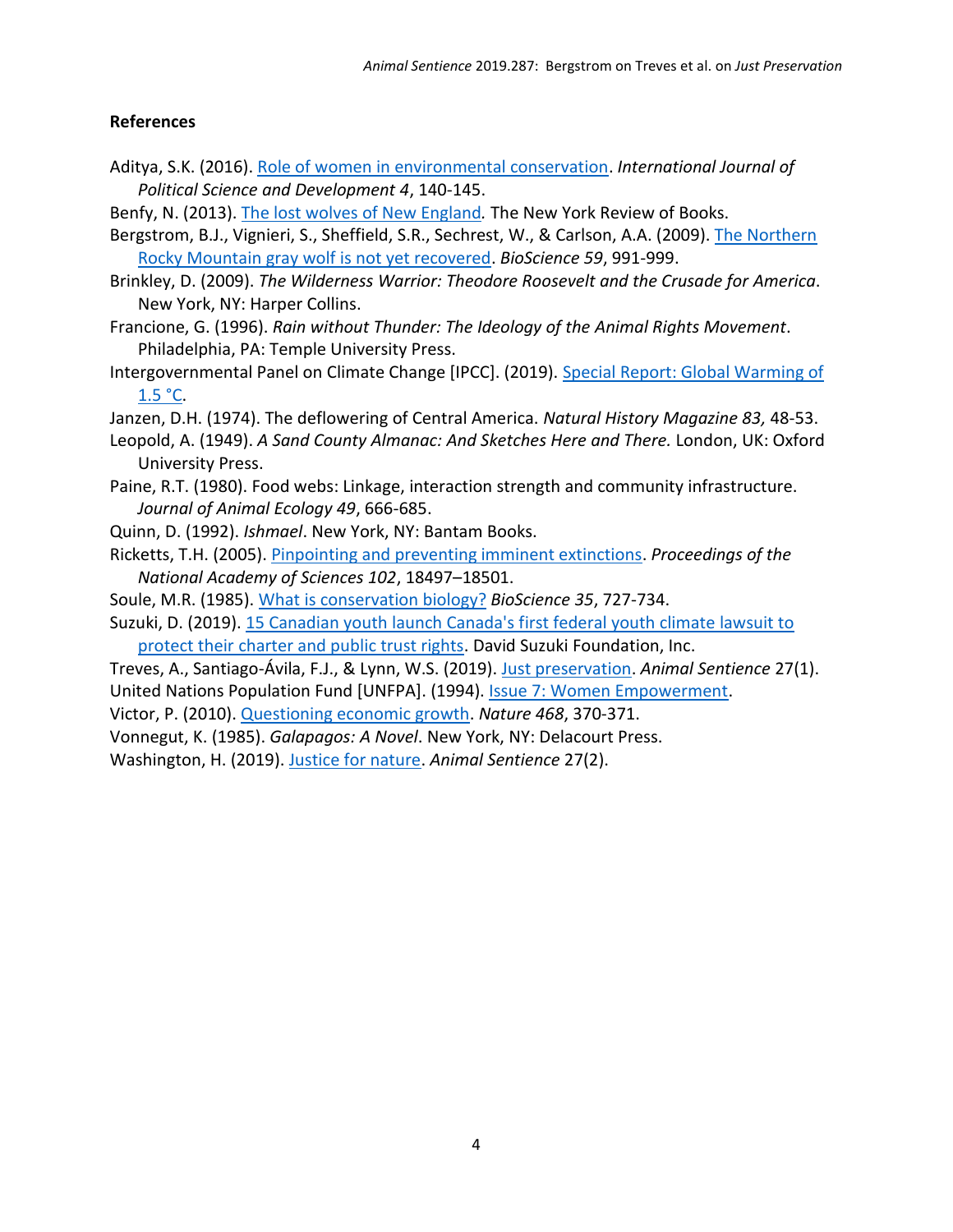**References**

Aditya, S.K. (2016). Role of women in environmental conservation. *International Journal of Political Science and Development 4*, 140-145.

Benfy, N. (2013). The lost wolves of New England. The New York Review of Books.

Bergstrom, B.J., Vignieri, S., Sheffield, S.R., Sechrest, W., & Carlson, A.A. (2009). The Northern Rocky Mountain gray wolf is not yet recovered. *BioScience 59*, 991-999.

Brinkley, D. (2009). *The Wilderness Warrior: Theodore Roosevelt and the Crusade for America*. New York, NY: Harper Collins.

Francione, G. (1996). *Rain without Thunder: The Ideology of the Animal Rights Movement*. Philadelphia, PA: Temple University Press.

Intergovernmental Panel on Climate Change [IPCC]. (2019). Special Report: Global Warming of 1.5 °C.

Janzen, D.H. (1974). The deflowering of Central America. *Natural History Magazine 83,* 48-53.

Leopold, A. (1949). *A Sand County Almanac: And Sketches Here and There.* London, UK: Oxford University Press.

Paine, R.T. (1980). Food webs: Linkage, interaction strength and community infrastructure. *Journal of Animal Ecology 49*, 666-685.

Quinn, D. (1992). *Ishmael*. New York, NY: Bantam Books.

Ricketts, T.H. (2005). Pinpointing and preventing imminent extinctions. *Proceedings of the National Academy of Sciences 102*, 18497–18501.

Soule, M.R. (1985). What is conservation biology? *BioScience 35*, 727-734.

Suzuki, D. (2019). 15 Canadian youth launch Canada's first federal youth climate lawsuit to protect their charter and public trust rights. David Suzuki Foundation, Inc.

Treves, A., Santiago-Ávila, F.J., & Lynn, W.S. (2019). Just preservation. *Animal Sentience* 27(1).

United Nations Population Fund [UNFPA]. (1994). Issue 7: Women Empowerment.

Victor, P. (2010). Questioning economic growth. *Nature 468*, 370-371.

Vonnegut, K. (1985). *Galapagos: A Novel*. New York, NY: Delacourt Press.

Washington, H. (2019). Justice for nature. *Animal Sentience* 27(2).